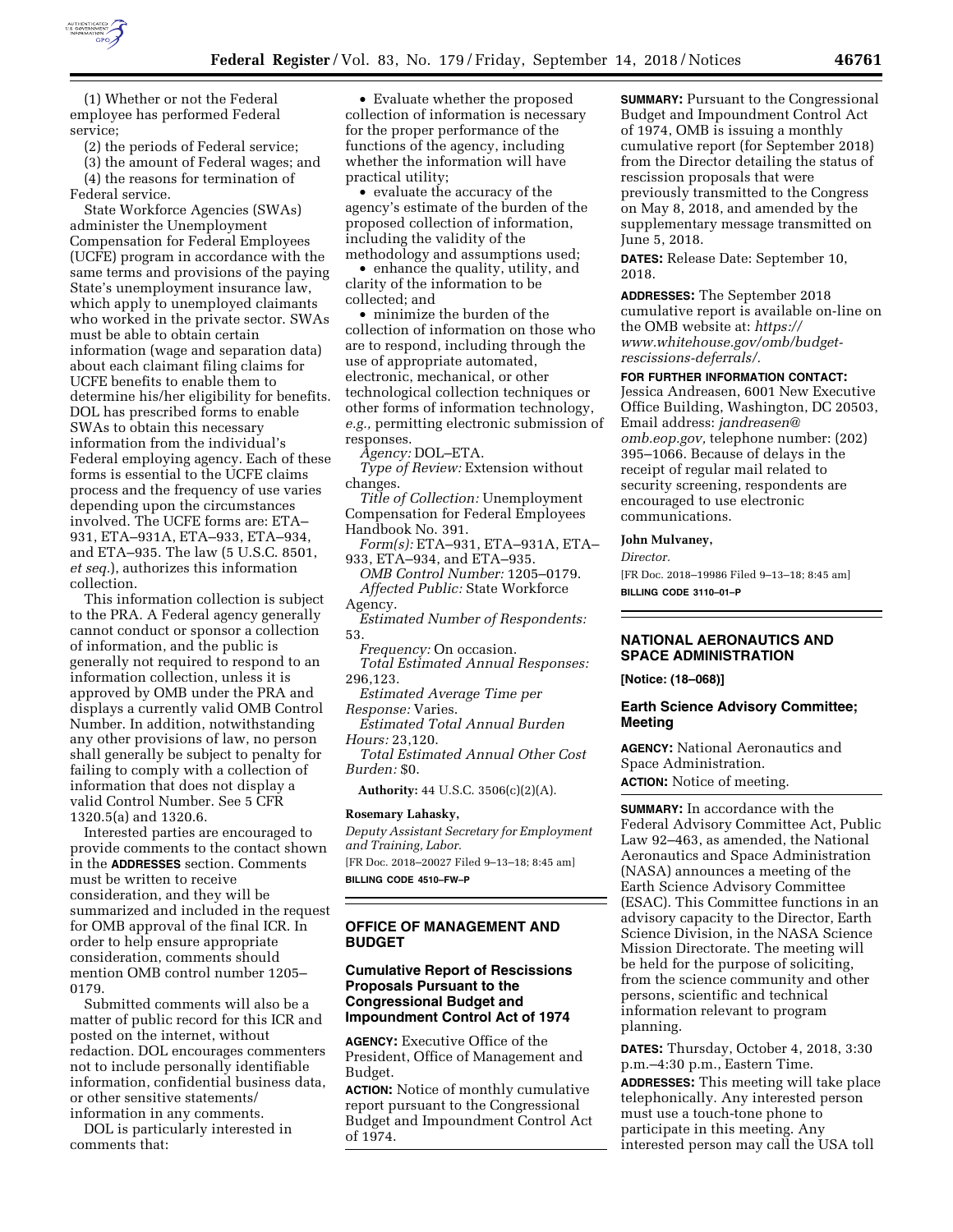(1) Whether or not the Federal employee has performed Federal service;

(2) the periods of Federal service;

(3) the amount of Federal wages; and

(4) the reasons for termination of Federal service.

State Workforce Agencies (SWAs) administer the Unemployment Compensation for Federal Employees (UCFE) program in accordance with the same terms and provisions of the paying State's unemployment insurance law, which apply to unemployed claimants who worked in the private sector. SWAs must be able to obtain certain information (wage and separation data) about each claimant filing claims for UCFE benefits to enable them to determine his/her eligibility for benefits. DOL has prescribed forms to enable SWAs to obtain this necessary information from the individual's Federal employing agency. Each of these forms is essential to the UCFE claims process and the frequency of use varies depending upon the circumstances involved. The UCFE forms are: ETA–931, ETA–931A, ETA–933, ETA–934, and ETA–935. The law (5 U.S.C. 8501, *et seq.*), authorizes this information collection.

This information collection is subject to the PRA. A Federal agency generally cannot conduct or sponsor a collection of information, and the public is generally not required to respond to an information collection, unless it is approved by OMB under the PRA and displays a currently valid OMB Control Number. In addition, notwithstanding any other provisions of law, no person shall generally be subject to penalty for failing to comply with a collection of information that does not display a valid Control Number. See 5 CFR 1320.5(a) and 1320.6.

Interested parties are encouraged to provide comments to the contact shown in the **ADDRESSES** section. Comments must be written to receive consideration, and they will be summarized and included in the request for OMB approval of the final ICR. In order to help ensure appropriate consideration, comments should mention OMB control number 1205–0179.

Submitted comments will also be a matter of public record for this ICR and posted on the internet, without redaction. DOL encourages commenters not to include personally identifiable information, confidential business data, or other sensitive statements/information in any comments.

DOL is particularly interested in comments that:

- Evaluate whether the proposed collection of information is necessary for the proper performance of the functions of the agency, including whether the information will have practical utility;
- evaluate the accuracy of the agency's estimate of the burden of the proposed collection of information, including the validity of the methodology and assumptions used;
- enhance the quality, utility, and clarity of the information to be collected; and
- minimize the burden of the collection of information on those who are to respond, including through the use of appropriate automated, electronic, mechanical, or other technological collection techniques or other forms of information technology, *e.g.,* permitting electronic submission of responses.

*Agency:* DOL–ETA.

*Type of Review:* Extension without changes.

*Title of Collection:* Unemployment Compensation for Federal Employees Handbook No. 391.

*Form(s):* ETA–931, ETA–931A, ETA–933, ETA–934, and ETA–935.

*OMB Control Number:* 1205–0179.

*Affected Public:* State Workforce Agency.

*Estimated Number of Respondents:* 53.

*Frequency:* On occasion.

*Total Estimated Annual Responses:* 296,123.

*Estimated Average Time per Response:* Varies.

*Estimated Total Annual Burden Hours:* 23,120.

*Total Estimated Annual Other Cost Burden:* $0.

**Authority:** 44 U.S.C. 3506(c)(2)(A).

**Rosemary Lahasky,**

*Deputy Assistant Secretary for Employment and Training, Labor.*

[FR Doc. 2018–20027 Filed 9–13–18; 8:45 am]

**BILLING CODE 4510–FW–P**

## OFFICE OF MANAGEMENT AND BUDGET

### Cumulative Report of Rescissions Proposals Pursuant to the Congressional Budget and Impoundment Control Act of 1974

**AGENCY:** Executive Office of the President, Office of Management and Budget.

**ACTION:** Notice of monthly cumulative report pursuant to the Congressional Budget and Impoundment Control Act of 1974.

**SUMMARY:** Pursuant to the Congressional Budget and Impoundment Control Act of 1974, OMB is issuing a monthly cumulative report (for September 2018) from the Director detailing the status of rescission proposals that were previously transmitted to the Congress on May 8, 2018, and amended by the supplementary message transmitted on June 5, 2018.

**DATES:** Release Date: September 10, 2018.

**ADDRESSES:** The September 2018 cumulative report is available on-line on the OMB website at: *https://www.whitehouse.gov/omb/budget-rescissions-deferrals/.*

**FOR FURTHER INFORMATION CONTACT:** Jessica Andreasen, 6001 New Executive Office Building, Washington, DC 20503, Email address: *jandreasen@omb.eop.gov,* telephone number: (202) 395–1066. Because of delays in the receipt of regular mail related to security screening, respondents are encouraged to use electronic communications.

**John Mulvaney,**

*Director.*

[FR Doc. 2018–19986 Filed 9–13–18; 8:45 am]

**BILLING CODE 3110–01–P**

## NATIONAL AERONAUTICS AND SPACE ADMINISTRATION

**[Notice: (18–068)]**

### Earth Science Advisory Committee; Meeting

**AGENCY:** National Aeronautics and Space Administration.

**ACTION:** Notice of meeting.

**SUMMARY:** In accordance with the Federal Advisory Committee Act, Public Law 92–463, as amended, the National Aeronautics and Space Administration (NASA) announces a meeting of the Earth Science Advisory Committee (ESAC). This Committee functions in an advisory capacity to the Director, Earth Science Division, in the NASA Science Mission Directorate. The meeting will be held for the purpose of soliciting, from the science community and other persons, scientific and technical information relevant to program planning.

**DATES:** Thursday, October 4, 2018, 3:30 p.m.–4:30 p.m., Eastern Time.

**ADDRESSES:** This meeting will take place telephonically. Any interested person must use a touch-tone phone to participate in this meeting. Any interested person may call the USA toll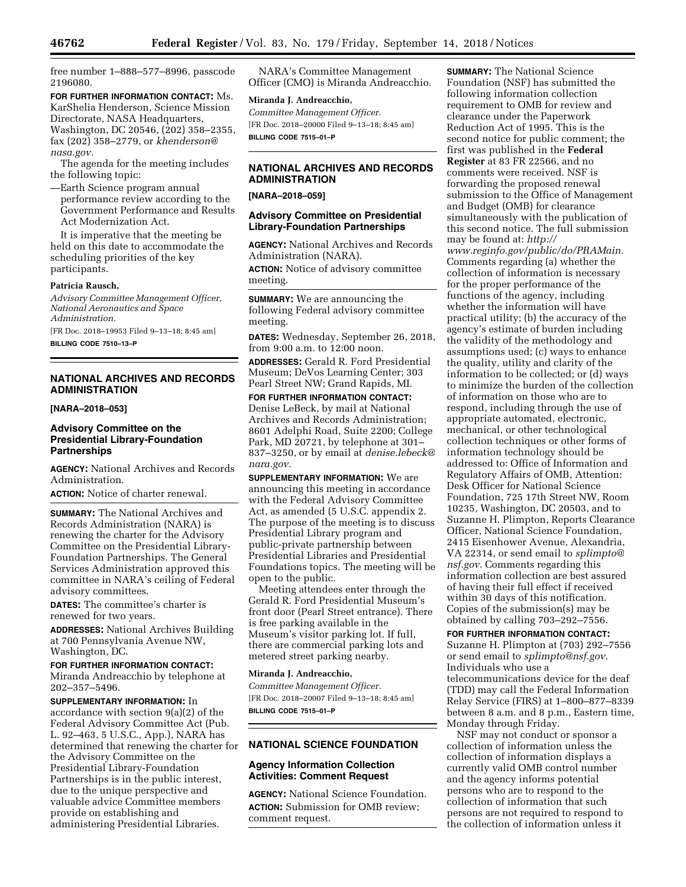free number 1–888–577–8996, passcode 2196080.

**FOR FURTHER INFORMATION CONTACT:** Ms. KarShelia Henderson, Science Mission Directorate, NASA Headquarters, Washington, DC 20546, (202) 358–2355, fax (202) 358–2779, or *khenderson@nasa.gov.*

The agenda for the meeting includes the following topic:

—Earth Science program annual performance review according to the Government Performance and Results Act Modernization Act.

It is imperative that the meeting be held on this date to accommodate the scheduling priorities of the key participants.

**Patricia Rausch,**

*Advisory Committee Management Officer, National Aeronautics and Space Administration.*

[FR Doc. 2018–19953 Filed 9–13–18; 8:45 am]

**BILLING CODE 7510–13–P**

## NATIONAL ARCHIVES AND RECORDS ADMINISTRATION

**[NARA–2018–053]**

### Advisory Committee on the Presidential Library-Foundation Partnerships

**AGENCY:** National Archives and Records Administration.

**ACTION:** Notice of charter renewal.

**SUMMARY:** The National Archives and Records Administration (NARA) is renewing the charter for the Advisory Committee on the Presidential Library-Foundation Partnerships. The General Services Administration approved this committee in NARA's ceiling of Federal advisory committees.

**DATES:** The committee's charter is renewed for two years.

**ADDRESSES:** National Archives Building at 700 Pennsylvania Avenue NW, Washington, DC.

**FOR FURTHER INFORMATION CONTACT:** Miranda Andreacchio by telephone at 202–357–5496.

**SUPPLEMENTARY INFORMATION:** In accordance with section 9(a)(2) of the Federal Advisory Committee Act (Pub. L. 92–463, 5 U.S.C., App.), NARA has determined that renewing the charter for the Advisory Committee on the Presidential Library-Foundation Partnerships is in the public interest, due to the unique perspective and valuable advice Committee members provide on establishing and administering Presidential Libraries.

NARA's Committee Management Officer (CMO) is Miranda Andreacchio.

**Miranda J. Andreacchio,**

*Committee Management Officer.*

[FR Doc. 2018–20000 Filed 9–13–18; 8:45 am]

**BILLING CODE 7515–01–P**

## NATIONAL ARCHIVES AND RECORDS ADMINISTRATION

**[NARA–2018–059]**

### Advisory Committee on Presidential Library-Foundation Partnerships

**AGENCY:** National Archives and Records Administration (NARA).

**ACTION:** Notice of advisory committee meeting.

**SUMMARY:** We are announcing the following Federal advisory committee meeting.

**DATES:** Wednesday, September 26, 2018, from 9:00 a.m. to 12:00 noon.

**ADDRESSES:** Gerald R. Ford Presidential Museum; DeVos Learning Center; 303 Pearl Street NW; Grand Rapids, MI.

**FOR FURTHER INFORMATION CONTACT:** Denise LeBeck, by mail at National Archives and Records Administration; 8601 Adelphi Road, Suite 2200; College Park, MD 20721, by telephone at 301–837–3250, or by email at *denise.lebeck@nara.gov.*

**SUPPLEMENTARY INFORMATION:** We are announcing this meeting in accordance with the Federal Advisory Committee Act, as amended (5 U.S.C. appendix 2. The purpose of the meeting is to discuss Presidential Library program and public-private partnership between Presidential Libraries and Presidential Foundations topics. The meeting will be open to the public.

Meeting attendees enter through the Gerald R. Ford Presidential Museum's front door (Pearl Street entrance). There is free parking available in the Museum's visitor parking lot. If full, there are commercial parking lots and metered street parking nearby.

**Miranda J. Andreacchio,**

*Committee Management Officer.*

[FR Doc. 2018–20007 Filed 9–13–18; 8:45 am]

**BILLING CODE 7515–01–P**

## NATIONAL SCIENCE FOUNDATION

### Agency Information Collection Activities: Comment Request

**AGENCY:** National Science Foundation.

**ACTION:** Submission for OMB review; comment request.

**SUMMARY:** The National Science Foundation (NSF) has submitted the following information collection requirement to OMB for review and clearance under the Paperwork Reduction Act of 1995. This is the second notice for public comment; the first was published in the **Federal Register** at 83 FR 22566, and no comments were received. NSF is forwarding the proposed renewal submission to the Office of Management and Budget (OMB) for clearance simultaneously with the publication of this second notice. The full submission may be found at: *http://www.reginfo.gov/public/do/PRAMain.* Comments regarding (a) whether the collection of information is necessary for the proper performance of the functions of the agency, including whether the information will have practical utility; (b) the accuracy of the agency's estimate of burden including the validity of the methodology and assumptions used; (c) ways to enhance the quality, utility and clarity of the information to be collected; or (d) ways to minimize the burden of the collection of information on those who are to respond, including through the use of appropriate automated, electronic, mechanical, or other technological collection techniques or other forms of information technology should be addressed to: Office of Information and Regulatory Affairs of OMB, Attention: Desk Officer for National Science Foundation, 725 17th Street NW, Room 10235, Washington, DC 20503, and to Suzanne H. Plimpton, Reports Clearance Officer, National Science Foundation, 2415 Eisenhower Avenue, Alexandria, VA 22314, or send email to *splimpto@nsf.gov.* Comments regarding this information collection are best assured of having their full effect if received within 30 days of this notification. Copies of the submission(s) may be obtained by calling 703–292–7556.

**FOR FURTHER INFORMATION CONTACT:** Suzanne H. Plimpton at (703) 292–7556 or send email to *splimpto@nsf.gov.* Individuals who use a telecommunications device for the deaf (TDD) may call the Federal Information Relay Service (FIRS) at 1–800–877–8339 between 8 a.m. and 8 p.m., Eastern time, Monday through Friday.

NSF may not conduct or sponsor a collection of information unless the collection of information displays a currently valid OMB control number and the agency informs potential persons who are to respond to the collection of information that such persons are not required to respond to the collection of information unless it